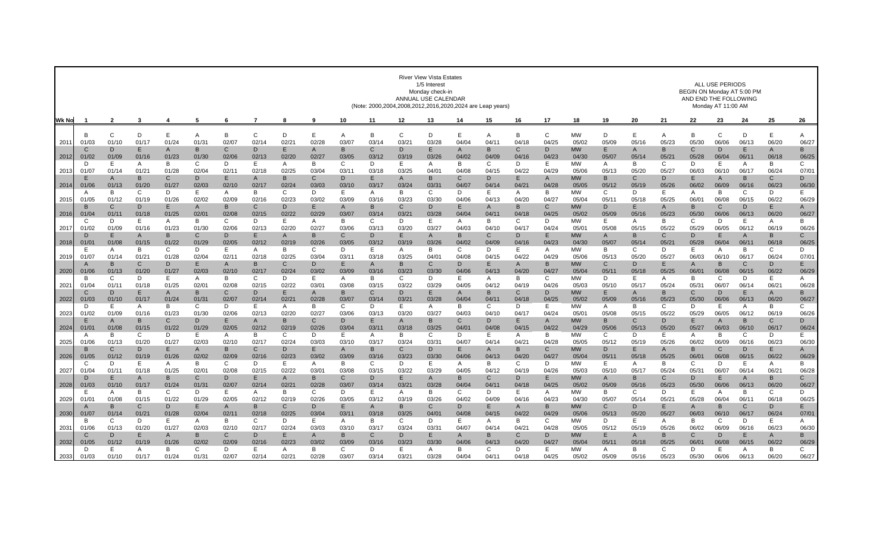**River View Vista Estates**
**1/5 Interest**
**Monday check-in**
**ANNUAL USE CALENDAR**
(Note: 2000,2004,2008,2012,2016,2020,2024 are Leap years)

ALL USE PERIODS
BEGIN ON Monday AT 5:00 PM
AND END THE FOLLOWING
Monday AT 11:00 AM

| Wk No | 1 | 2 | 3 | 4 | 5 | 6 | 7 | 8 | 9 | 10 | 11 | 12 | 13 | 14 | 15 | 16 | 17 | 18 | 19 | 20 | 21 | 22 | 23 | 24 | 25 | 26 |
|---|---|---|---|---|---|---|---|---|---|---|---|---|---|---|---|---|---|---|---|---|---|---|---|---|---|---|
| 2011 | B 01/03 | C 01/10 | D 01/17 | E 01/24 | A 01/31 | B 02/07 | C 02/14 | D 02/21 | E 02/28 | A 03/07 | B 03/14 | C 03/21 | D 03/28 | E 04/04 | A 04/11 | B 04/18 | C 04/25 | MW 05/02 | D 05/09 | E 05/16 | A 05/23 | B 05/30 | C 06/06 | D 06/13 | E 06/20 | A 06/27 |
| 2012 | C 01/02 | D 01/09 | E 01/16 | A 01/23 | B 01/30 | C 02/06 | D 02/13 | E 02/20 | A 02/27 | B 03/05 | C 03/12 | D 03/19 | E 03/26 | A 04/02 | B 04/09 | C 04/16 | D 04/23 | MW 04/30 | E 05/07 | A 05/14 | B 05/21 | C 05/28 | D 06/04 | E 06/11 | A 06/18 | B 06/25 |
| 2013 | D 01/07 | E 01/14 | A 01/21 | B 01/28 | C 02/04 | D 02/11 | E 02/18 | A 02/25 | B 03/04 | C 03/11 | D 03/18 | E 03/25 | A 04/01 | B 04/08 | C 04/15 | D 04/22 | E 04/29 | MW 05/06 | A 05/13 | B 05/20 | C 05/27 | D 06/03 | E 06/10 | A 06/17 | B 06/24 | C 07/01 |
| 2014 | E 01/06 | A 01/13 | B 01/20 | C 01/27 | D 02/03 | E 02/10 | A 02/17 | B 02/24 | C 03/03 | D 03/10 | E 03/17 | A 03/24 | B 03/31 | C 04/07 | D 04/14 | E 04/21 | A 04/28 | MW 05/05 | B 05/12 | C 05/19 | D 05/26 | E 06/02 | A 06/09 | B 06/16 | C 06/23 | D 06/30 |
| 2015 | A 01/05 | B 01/12 | C 01/19 | D 01/26 | E 02/02 | A 02/09 | B 02/16 | C 02/23 | D 03/02 | E 03/09 | A 03/16 | B 03/23 | C 03/30 | D 04/06 | E 04/13 | A 04/20 | B 04/27 | MW 05/04 | C 05/11 | D 05/18 | E 05/25 | A 06/01 | B 06/08 | C 06/15 | D 06/22 | E 06/29 |
| 2016 | B 01/04 | C 01/11 | D 01/18 | E 01/25 | A 02/01 | B 02/08 | C 02/15 | D 02/22 | E 02/29 | A 03/07 | B 03/14 | C 03/21 | D 03/28 | E 04/04 | A 04/11 | B 04/18 | C 04/25 | MW 05/02 | D 05/09 | E 05/16 | A 05/23 | B 05/30 | C 06/06 | D 06/13 | E 06/20 | A 06/27 |
| 2017 | C 01/02 | D 01/09 | E 01/16 | A 01/23 | B 01/30 | C 02/06 | D 02/13 | E 02/20 | A 02/27 | B 03/06 | C 03/13 | D 03/20 | E 03/27 | A 04/03 | B 04/10 | C 04/17 | D 04/24 | MW 05/01 | E 05/08 | A 05/15 | B 05/22 | C 05/29 | D 06/05 | E 06/12 | A 06/19 | B 06/26 |
| 2018 | D 01/01 | E 01/08 | A 01/15 | B 01/22 | C 01/29 | D 02/05 | E 02/12 | A 02/19 | B 02/26 | C 03/05 | D 03/12 | E 03/19 | A 03/26 | B 04/02 | C 04/09 | D 04/16 | E 04/23 | MW 04/30 | A 05/07 | B 05/14 | C 05/21 | D 05/28 | E 06/04 | A 06/11 | B 06/18 | C 06/25 |
| 2019 | E 01/07 | A 01/14 | B 01/21 | C 01/28 | D 02/04 | E 02/11 | A 02/18 | B 02/25 | C 03/04 | D 03/11 | E 03/18 | A 03/25 | B 04/01 | C 04/08 | D 04/15 | E 04/22 | A 04/29 | MW 05/06 | B 05/13 | C 05/20 | D 05/27 | E 06/03 | A 06/10 | B 06/17 | C 06/24 | D 07/01 |
| 2020 | A 01/06 | B 01/13 | C 01/20 | D 01/27 | E 02/03 | A 02/10 | B 02/17 | C 02/24 | D 03/02 | E 03/09 | A 03/16 | B 03/23 | C 03/30 | D 04/06 | E 04/13 | A 04/20 | B 04/27 | MW 05/04 | C 05/11 | D 05/18 | E 05/25 | A 06/01 | B 06/08 | C 06/15 | D 06/22 | E 06/29 |
| 2021 | B 01/04 | C 01/11 | D 01/18 | E 01/25 | A 02/01 | B 02/08 | C 02/15 | D 02/22 | E 03/01 | A 03/08 | B 03/15 | C 03/22 | D 03/29 | E 04/05 | A 04/12 | B 04/19 | C 04/26 | MW 05/03 | D 05/10 | E 05/17 | A 05/24 | B 05/31 | C 06/07 | D 06/14 | E 06/21 | A 06/28 |
| 2022 | C 01/03 | D 01/10 | E 01/17 | A 01/24 | B 01/31 | C 02/07 | D 02/14 | E 02/21 | A 02/28 | B 03/07 | C 03/14 | D 03/21 | E 03/28 | A 04/04 | B 04/11 | C 04/18 | D 04/25 | MW 05/02 | E 05/09 | A 05/16 | B 05/23 | C 05/30 | D 06/06 | E 06/13 | A 06/20 | B 06/27 |
| 2023 | D 01/02 | E 01/09 | A 01/16 | B 01/23 | C 01/30 | D 02/06 | E 02/13 | A 02/20 | B 02/27 | C 03/06 | D 03/13 | E 03/20 | A 03/27 | B 04/03 | C 04/10 | D 04/17 | E 04/24 | MW 05/01 | A 05/08 | B 05/15 | C 05/22 | D 05/29 | E 06/05 | A 06/12 | B 06/19 | C 06/26 |
| 2024 | E 01/01 | A 01/08 | B 01/15 | C 01/22 | D 01/29 | E 02/05 | A 02/12 | B 02/19 | C 02/26 | D 03/04 | E 03/11 | A 03/18 | B 03/25 | C 04/01 | D 04/08 | E 04/15 | A 04/22 | MW 04/29 | B 05/06 | C 05/13 | D 05/20 | E 05/27 | A 06/03 | B 06/10 | C 06/17 | D 06/24 |
| 2025 | A 01/06 | B 01/13 | C 01/20 | D 01/27 | E 02/03 | A 02/10 | B 02/17 | C 02/24 | D 03/03 | E 03/10 | A 03/17 | B 03/24 | C 03/31 | D 04/07 | E 04/14 | A 04/21 | B 04/28 | MW 05/05 | C 05/12 | D 05/19 | E 05/26 | A 06/02 | B 06/09 | C 06/16 | D 06/23 | E 06/30 |
| 2026 | B 01/05 | C 01/12 | D 01/19 | E 01/26 | A 02/02 | B 02/09 | C 02/16 | D 02/23 | E 03/02 | A 03/09 | B 03/16 | C 03/23 | D 03/30 | E 04/06 | A 04/13 | B 04/20 | C 04/27 | MW 05/04 | D 05/11 | E 05/18 | A 05/25 | B 06/01 | C 06/08 | D 06/15 | E 06/22 | A 06/29 |
| 2027 | C 01/04 | D 01/11 | E 01/18 | A 01/25 | B 02/01 | C 02/08 | D 02/15 | E 02/22 | A 03/01 | B 03/08 | C 03/15 | D 03/22 | E 03/29 | A 04/05 | B 04/12 | C 04/19 | D 04/26 | MW 05/03 | E 05/10 | A 05/17 | B 05/24 | C 05/31 | D 06/07 | E 06/14 | A 06/21 | B 06/28 |
| 2028 | D 01/03 | E 01/10 | A 01/17 | B 01/24 | C 01/31 | D 02/07 | E 02/14 | A 02/21 | B 02/28 | C 03/07 | D 03/14 | E 03/21 | A 03/28 | B 04/04 | C 04/11 | D 04/18 | E 04/25 | MW 05/02 | A 05/09 | B 05/16 | C 05/23 | D 05/30 | E 06/06 | A 06/13 | B 06/20 | C 06/27 |
| 2029 | E 01/01 | A 01/08 | B 01/15 | C 01/22 | D 01/29 | E 02/05 | A 02/12 | B 02/19 | C 02/26 | D 03/05 | E 03/12 | A 03/19 | B 03/26 | C 04/02 | D 04/09 | E 04/16 | A 04/23 | MW 04/30 | B 05/07 | C 05/14 | D 05/21 | E 05/28 | A 06/04 | B 06/11 | C 06/18 | D 06/25 |
| 2030 | A 01/07 | B 01/14 | C 01/21 | D 01/28 | E 02/04 | A 02/11 | B 02/18 | C 02/25 | D 03/04 | E 03/11 | A 03/18 | B 03/25 | C 04/01 | D 04/08 | E 04/15 | A 04/22 | B 04/29 | MW 05/06 | C 05/13 | D 05/20 | E 05/27 | A 06/03 | B 06/10 | C 06/17 | D 06/24 | E 07/01 |
| 2031 | B 01/06 | C 01/13 | D 01/20 | E 01/27 | A 02/03 | B 02/10 | C 02/17 | D 02/24 | E 03/03 | A 03/10 | B 03/17 | C 03/24 | D 03/31 | E 04/07 | A 04/14 | B 04/21 | C 04/28 | MW 05/05 | D 05/12 | E 05/19 | A 05/26 | B 06/02 | C 06/09 | D 06/16 | E 06/23 | A 06/30 |
| 2032 | C 01/05 | D 01/12 | E 01/19 | A 01/26 | B 02/02 | C 02/09 | D 02/16 | E 02/23 | A 03/02 | B 03/09 | C 03/16 | D 03/23 | E 03/30 | A 04/06 | B 04/13 | C 04/20 | D 04/27 | MW 05/04 | E 05/11 | A 05/18 | B 05/25 | C 06/01 | D 06/08 | E 06/15 | A 06/22 | B 06/29 |
| 2033 | D 01/03 | E 01/10 | A 01/17 | B 01/24 | C 01/31 | D 02/07 | E 02/14 | A 02/21 | B 02/28 | C 03/07 | D 03/14 | E 03/21 | A 03/28 | B 04/04 | C 04/11 | D 04/18 | E 04/25 | MW 05/02 | A 05/09 | B 05/16 | C 05/23 | D 05/30 | E 06/06 | A 06/13 | B 06/20 | C 06/27 |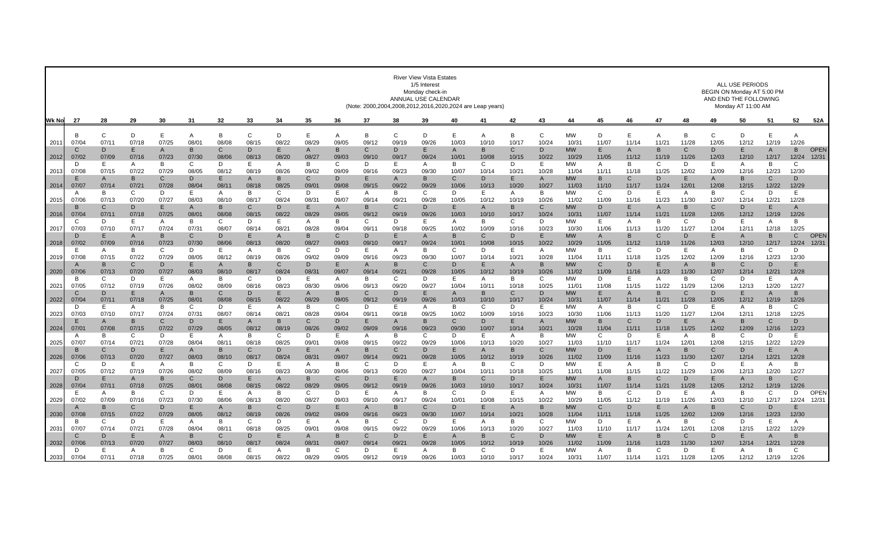River View Vista Estates
1/5 Interest
Monday check-in
ANNUAL USE CALENDAR
(Note: 2000,2004,2008,2012,2016,2020,2024 are Leap years)

ALL USE PERIODS
BEGIN ON Monday AT 5:00 PM
AND END THE FOLLOWING
Monday AT 11:00 AM

| Wk No | 27 | 28 | 29 | 30 | 31 | 32 | 33 | 34 | 35 | 36 | 37 | 38 | 39 | 40 | 41 | 42 | 43 | 44 | 45 | 46 | 47 | 48 | 49 | 50 | 51 | 52 | 52A |
|---|---|---|---|---|---|---|---|---|---|---|---|---|---|---|---|---|---|---|---|---|---|---|---|---|---|---|---|
| 2011 | B 07/04 | C 07/11 | D 07/18 | E 07/25 | A 08/01 | B 08/08 | C 08/15 | D 08/22 | E 08/29 | A 09/05 | B 09/12 | C 09/19 | D 09/26 | E 10/03 | A 10/10 | B 10/17 | C 10/24 | MW 10/31 | D 11/07 | E 11/14 | A 11/21 | B 11/28 | C 12/05 | D 12/12 | E 12/19 | A 12/26 | |
| 2012 | C 07/02 | D 07/09 | E 07/16 | A 07/23 | B 07/30 | C 08/06 | D 08/13 | E 08/20 | A 08/27 | B 09/03 | C 09/10 | D 09/17 | E 09/24 | A 10/01 | B 10/08 | C 10/15 | D 10/22 | MW 10/29 | E 11/05 | A 11/12 | B 11/19 | C 11/26 | D 12/03 | E 12/10 | A 12/17 | B 12/24 | OPEN 12/31 |
| 2013 | D 07/08 | E 07/15 | A 07/22 | B 07/29 | C 08/05 | D 08/12 | E 08/19 | A 08/26 | B 09/02 | C 09/09 | D 09/16 | E 09/23 | A 09/30 | B 10/07 | C 10/14 | D 10/21 | E 10/28 | MW 11/04 | A 11/11 | B 11/18 | C 11/25 | D 12/02 | E 12/09 | A 12/16 | B 12/23 | C 12/30 | |
| 2014 | E 07/07 | A 07/14 | B 07/21 | C 07/28 | D 08/04 | E 08/11 | A 08/18 | B 08/25 | C 09/01 | D 09/08 | E 09/15 | A 09/22 | B 09/29 | C 10/06 | D 10/13 | E 10/20 | A 10/27 | MW 11/03 | B 11/10 | C 11/17 | D 11/24 | E 12/01 | A 12/08 | B 12/15 | C 12/22 | D 12/29 | |
| 2015 | A 07/06 | B 07/13 | C 07/20 | D 07/27 | E 08/03 | A 08/10 | B 08/17 | C 08/24 | D 08/31 | E 09/07 | A 09/14 | B 09/21 | C 09/28 | D 10/05 | E 10/12 | A 10/19 | B 10/26 | MW 11/02 | C 11/09 | D 11/16 | E 11/23 | A 11/30 | B 12/07 | C 12/14 | D 12/21 | E 12/28 | |
| 2016 | B 07/04 | C 07/11 | D 07/18 | E 07/25 | A 08/01 | B 08/08 | C 08/15 | D 08/22 | E 08/29 | A 09/05 | B 09/12 | C 09/19 | D 09/26 | E 10/03 | A 10/10 | B 10/17 | C 10/24 | MW 10/31 | D 11/07 | E 11/14 | A 11/21 | B 11/28 | C 12/05 | D 12/12 | E 12/19 | A 12/26 | |
| 2017 | C 07/03 | D 07/10 | E 07/17 | A 07/24 | B 07/31 | C 08/07 | D 08/14 | E 08/21 | A 08/28 | B 09/04 | C 09/11 | D 09/18 | E 09/25 | A 10/02 | B 10/09 | C 10/16 | D 10/23 | MW 10/30 | E 11/06 | A 11/13 | B 11/20 | C 11/27 | D 12/04 | E 12/11 | A 12/18 | B 12/25 | |
| 2018 | D 07/02 | E 07/09 | A 07/16 | B 07/23 | C 07/30 | D 08/06 | E 08/13 | A 08/20 | B 08/27 | C 09/03 | D 09/10 | E 09/17 | A 09/24 | B 10/01 | C 10/08 | D 10/15 | E 10/22 | MW 10/29 | A 11/05 | B 11/12 | C 11/19 | D 11/26 | E 12/03 | A 12/10 | B 12/17 | C 12/24 | OPEN 12/31 |
| 2019 | E 07/08 | A 07/15 | B 07/22 | C 07/29 | D 08/05 | E 08/12 | A 08/19 | B 08/26 | C 09/02 | D 09/09 | E 09/16 | A 09/23 | B 09/30 | C 10/07 | D 10/14 | E 10/21 | A 10/28 | MW 11/04 | B 11/11 | C 11/18 | D 11/25 | E 12/02 | A 12/09 | B 12/16 | C 12/23 | D 12/30 | |
| 2020 | A 07/06 | B 07/13 | C 07/20 | D 07/27 | E 08/03 | A 08/10 | B 08/17 | C 08/24 | D 08/31 | E 09/07 | A 09/14 | B 09/21 | C 09/28 | D 10/05 | E 10/12 | A 10/19 | B 10/26 | MW 11/02 | C 11/09 | D 11/16 | E 11/23 | A 11/30 | B 12/07 | C 12/14 | D 12/21 | E 12/28 | |
| 2021 | B 07/05 | C 07/12 | D 07/19 | E 07/26 | A 08/02 | B 08/09 | C 08/16 | D 08/23 | E 08/30 | A 09/06 | B 09/13 | C 09/20 | D 09/27 | E 10/04 | A 10/11 | B 10/18 | C 10/25 | MW 11/01 | D 11/08 | E 11/15 | A 11/22 | B 11/29 | C 12/06 | D 12/13 | E 12/20 | A 12/27 | |
| 2022 | C 07/04 | D 07/11 | E 07/18 | A 07/25 | B 08/01 | C 08/08 | D 08/15 | E 08/22 | A 08/29 | B 09/05 | C 09/12 | D 09/19 | E 09/26 | A 10/03 | B 10/10 | C 10/17 | D 10/24 | MW 10/31 | E 11/07 | A 11/14 | B 11/21 | C 11/28 | D 12/05 | E 12/12 | A 12/19 | B 12/26 | |
| 2023 | D 07/03 | E 07/10 | A 07/17 | B 07/24 | C 07/31 | D 08/07 | E 08/14 | A 08/21 | B 08/28 | C 09/04 | D 09/11 | E 09/18 | A 09/25 | B 10/02 | C 10/09 | D 10/16 | E 10/23 | MW 10/30 | A 11/06 | B 11/13 | C 11/20 | D 11/27 | E 12/04 | A 12/11 | B 12/18 | C 12/25 | |
| 2024 | E 07/01 | A 07/08 | B 07/15 | C 07/22 | D 07/29 | E 08/05 | A 08/12 | B 08/19 | C 08/26 | D 09/02 | E 09/09 | A 09/16 | B 09/23 | C 09/30 | D 10/07 | E 10/14 | A 10/21 | MW 10/28 | B 11/04 | C 11/11 | D 11/18 | E 11/25 | A 12/02 | B 12/09 | C 12/16 | D 12/23 | |
| 2025 | A 07/07 | B 07/14 | C 07/21 | D 07/28 | E 08/04 | A 08/11 | B 08/18 | C 08/25 | D 09/01 | E 09/08 | A 09/15 | B 09/22 | C 09/29 | D 10/06 | E 10/13 | A 10/20 | B 10/27 | MW 11/03 | C 11/10 | D 11/17 | E 11/24 | A 12/01 | B 12/08 | C 12/15 | D 12/22 | E 12/29 | |
| 2026 | B 07/06 | C 07/13 | D 07/20 | E 07/27 | A 08/03 | B 08/10 | C 08/17 | D 08/24 | E 08/31 | A 09/07 | B 09/14 | C 09/21 | D 09/28 | E 10/05 | A 10/12 | B 10/19 | C 10/26 | MW 11/02 | D 11/09 | E 11/16 | A 11/23 | B 11/30 | C 12/07 | D 12/14 | E 12/21 | A 12/28 | |
| 2027 | C 07/05 | D 07/12 | E 07/19 | A 07/26 | B 08/02 | C 08/09 | D 08/16 | E 08/23 | A 08/30 | B 09/06 | C 09/13 | D 09/20 | E 09/27 | A 10/04 | B 10/11 | C 10/18 | D 10/25 | MW 11/01 | E 11/08 | A 11/15 | B 11/22 | C 11/29 | D 12/06 | E 12/13 | A 12/20 | B 12/27 | |
| 2028 | D 07/04 | E 07/11 | A 07/18 | B 07/25 | C 08/01 | D 08/08 | E 08/15 | A 08/22 | B 08/29 | C 09/05 | D 09/12 | E 09/19 | A 09/26 | B 10/03 | C 10/10 | D 10/17 | E 10/24 | MW 10/31 | A 11/07 | B 11/14 | C 11/21 | D 11/28 | E 12/05 | A 12/12 | B 12/19 | C 12/26 | |
| 2029 | E 07/02 | A 07/09 | B 07/16 | C 07/23 | D 07/30 | E 08/06 | A 08/13 | B 08/20 | C 08/27 | D 09/03 | E 09/10 | A 09/17 | B 09/24 | C 10/01 | D 10/08 | E 10/15 | A 10/22 | MW 10/29 | B 11/05 | C 11/12 | D 11/19 | E 11/26 | A 12/03 | B 12/10 | C 12/17 | D 12/24 | OPEN 12/31 |
| 2030 | A 07/08 | B 07/15 | C 07/22 | D 07/29 | E 08/05 | A 08/12 | B 08/19 | C 08/26 | D 09/02 | E 09/09 | A 09/16 | B 09/23 | C 09/30 | D 10/07 | E 10/14 | A 10/21 | B 10/28 | MW 11/04 | C 11/11 | D 11/18 | E 11/25 | A 12/02 | B 12/09 | C 12/16 | D 12/23 | E 12/30 | |
| 2031 | B 07/07 | C 07/14 | D 07/21 | E 07/28 | A 08/04 | B 08/11 | C 08/18 | D 08/25 | E 09/01 | A 09/08 | B 09/15 | C 09/22 | D 09/29 | E 10/06 | A 10/13 | B 10/20 | C 10/27 | MW 11/03 | D 11/10 | E 11/17 | A 11/24 | B 12/01 | C 12/08 | D 12/15 | E 12/22 | A 12/29 | |
| 2032 | C 07/06 | D 07/13 | E 07/20 | A 07/27 | B 08/03 | C 08/10 | D 08/17 | E 08/24 | A 08/31 | B 09/07 | C 09/14 | D 09/21 | E 09/28 | A 10/05 | B 10/12 | C 10/19 | D 10/26 | MW 11/02 | E 11/09 | A 11/16 | B 11/23 | C 11/30 | D 12/07 | E 12/14 | A 12/21 | B 12/28 | |
| 2033 | D 07/04 | E 07/11 | A 07/18 | B 07/25 | C 08/01 | D 08/08 | E 08/15 | A 08/22 | B 08/29 | C 09/05 | D 09/12 | E 09/19 | A 09/26 | B 10/03 | C 10/10 | D 10/17 | E 10/24 | MW 10/31 | A 11/07 | B 11/14 | C 11/21 | D 11/28 | E 12/05 | A 12/12 | B 12/19 | C 12/26 | |